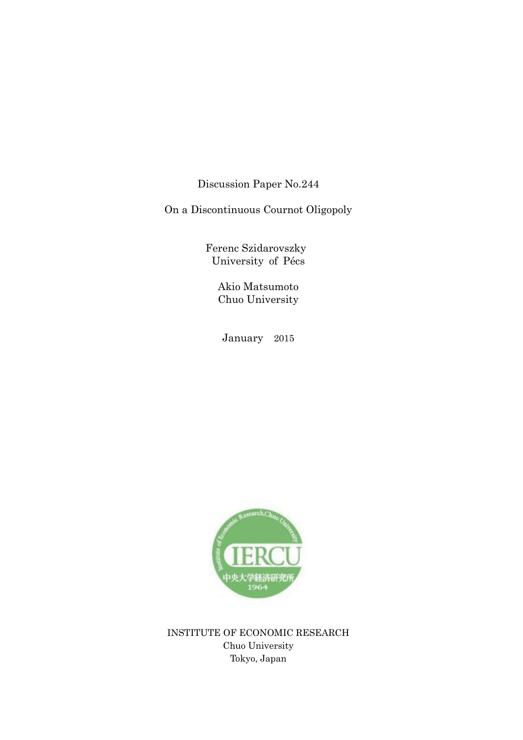Discussion Paper No.244

# On a Discontinuous Cournot Oligopoly

Ferenc Szidarovszky
University of Pécs

Akio Matsumoto
Chuo University

January 2015

INSTITUTE OF ECONOMIC RESEARCH
Chuo University
Tokyo, Japan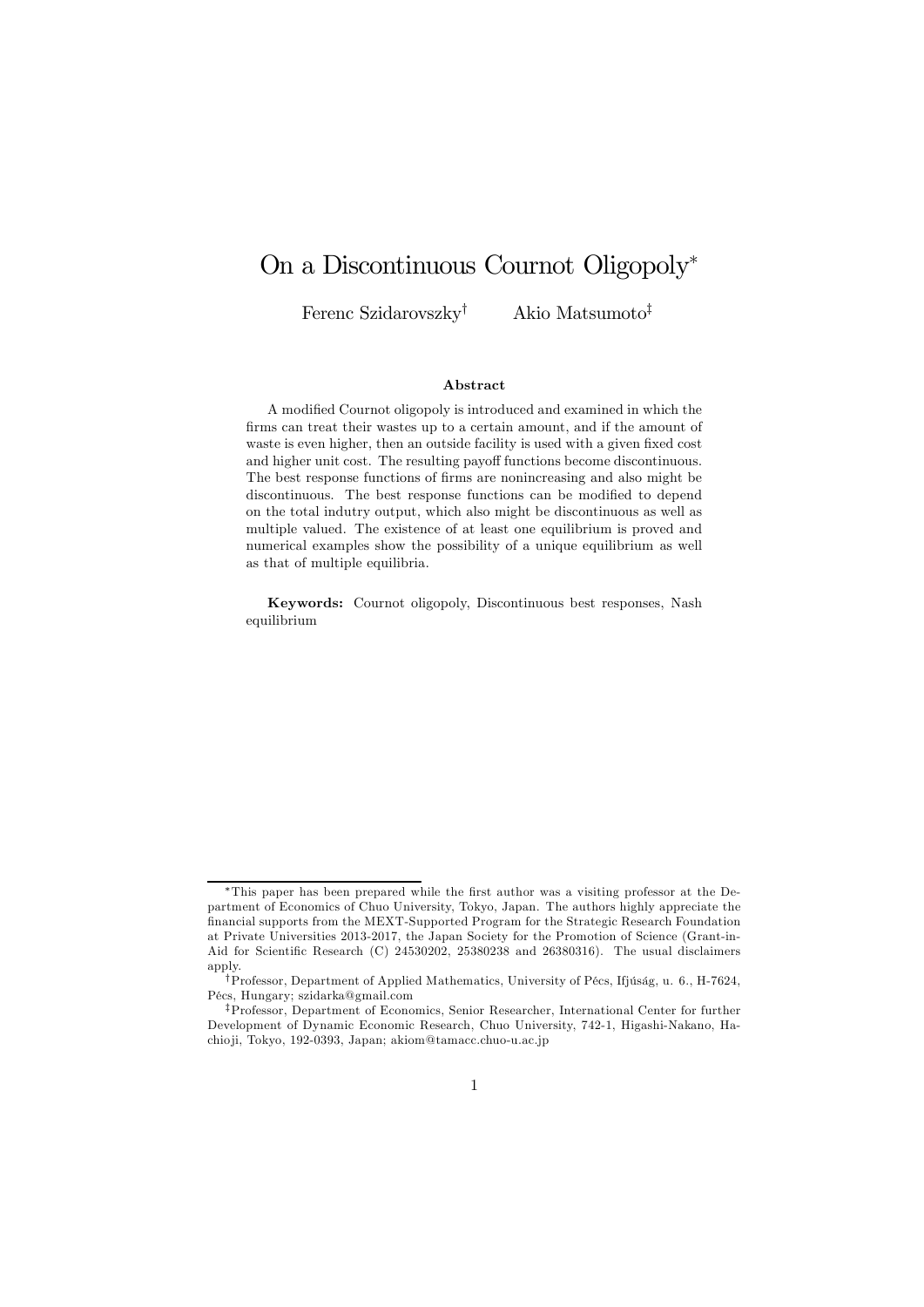# On a Discontinuous Cournot Oligopoly*

Ferenc Szidarovszky[†] Akio Matsumoto[‡]

### Abstract

A modified Cournot oligopoly is introduced and examined in which the firms can treat their wastes up to a certain amount, and if the amount of waste is even higher, then an outside facility is used with a given fixed cost and higher unit cost. The resulting payoff functions become discontinuous. The best response functions of firms are nonincreasing and also might be discontinuous. The best response functions can be modified to depend on the total indutry output, which also might be discontinuous as well as multiple valued. The existence of at least one equilibrium is proved and numerical examples show the possibility of a unique equilibrium as well as that of multiple equilibria.

**Keywords:** Cournot oligopoly, Discontinuous best responses, Nash equilibrium

---

*This paper has been prepared while the first author was a visiting professor at the Department of Economics of Chuo University, Tokyo, Japan. The authors highly appreciate the financial supports from the MEXT-Supported Program for the Strategic Research Foundation at Private Universities 2013-2017, the Japan Society for the Promotion of Science (Grant-in-Aid for Scientific Research (C) 24530202, 25380238 and 26380316). The usual disclaimers apply.

[†]Professor, Department of Applied Mathematics, University of Pécs, Ifjúság, u. 6., H-7624, Pécs, Hungary; szidarka@gmail.com

[‡]Professor, Department of Economics, Senior Researcher, International Center for further Development of Dynamic Economic Research, Chuo University, 742-1, Higashi-Nakano, Hachioji, Tokyo, 192-0393, Japan; akiom@tamacc.chuo-u.ac.jp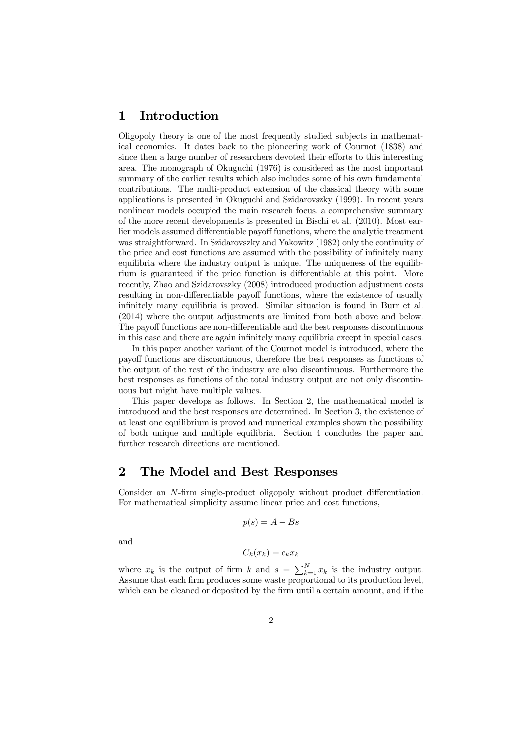## 1 Introduction

Oligopoly theory is one of the most frequently studied subjects in mathematical economics. It dates back to the pioneering work of Cournot (1838) and since then a large number of researchers devoted their efforts to this interesting area. The monograph of Okuguchi (1976) is considered as the most important summary of the earlier results which also includes some of his own fundamental contributions. The multi-product extension of the classical theory with some applications is presented in Okuguchi and Szidarovszky (1999). In recent years nonlinear models occupied the main research focus, a comprehensive summary of the more recent developments is presented in Bischi et al. (2010). Most earlier models assumed differentiable payoff functions, where the analytic treatment was straightforward. In Szidarovszky and Yakowitz (1982) only the continuity of the price and cost functions are assumed with the possibility of infinitely many equilibria where the industry output is unique. The uniqueness of the equilibrium is guaranteed if the price function is differentiable at this point. More recently, Zhao and Szidarovszky (2008) introduced production adjustment costs resulting in non-differentiable payoff functions, where the existence of usually infinitely many equilibria is proved. Similar situation is found in Burr et al. (2014) where the output adjustments are limited from both above and below. The payoff functions are non-differentiable and the best responses discontinuous in this case and there are again infinitely many equilibria except in special cases.

In this paper another variant of the Cournot model is introduced, where the payoff functions are discontinuous, therefore the best responses as functions of the output of the rest of the industry are also discontinuous. Furthermore the best responses as functions of the total industry output are not only discontinuous but might have multiple values.

This paper develops as follows. In Section 2, the mathematical model is introduced and the best responses are determined. In Section 3, the existence of at least one equilibrium is proved and numerical examples shown the possibility of both unique and multiple equilibria. Section 4 concludes the paper and further research directions are mentioned.

## 2 The Model and Best Responses

Consider an $N$-firm single-product oligopoly without product differentiation. For mathematical simplicity assume linear price and cost functions,

$$p(s) = A - Bs$$

and

$$C_k(x_k) = c_k x_k$$

where $x_k$ is the output of firm $k$ and $s = \sum_{k=1}^{N} x_k$ is the industry output. Assume that each firm produces some waste proportional to its production level, which can be cleaned or deposited by the firm until a certain amount, and if the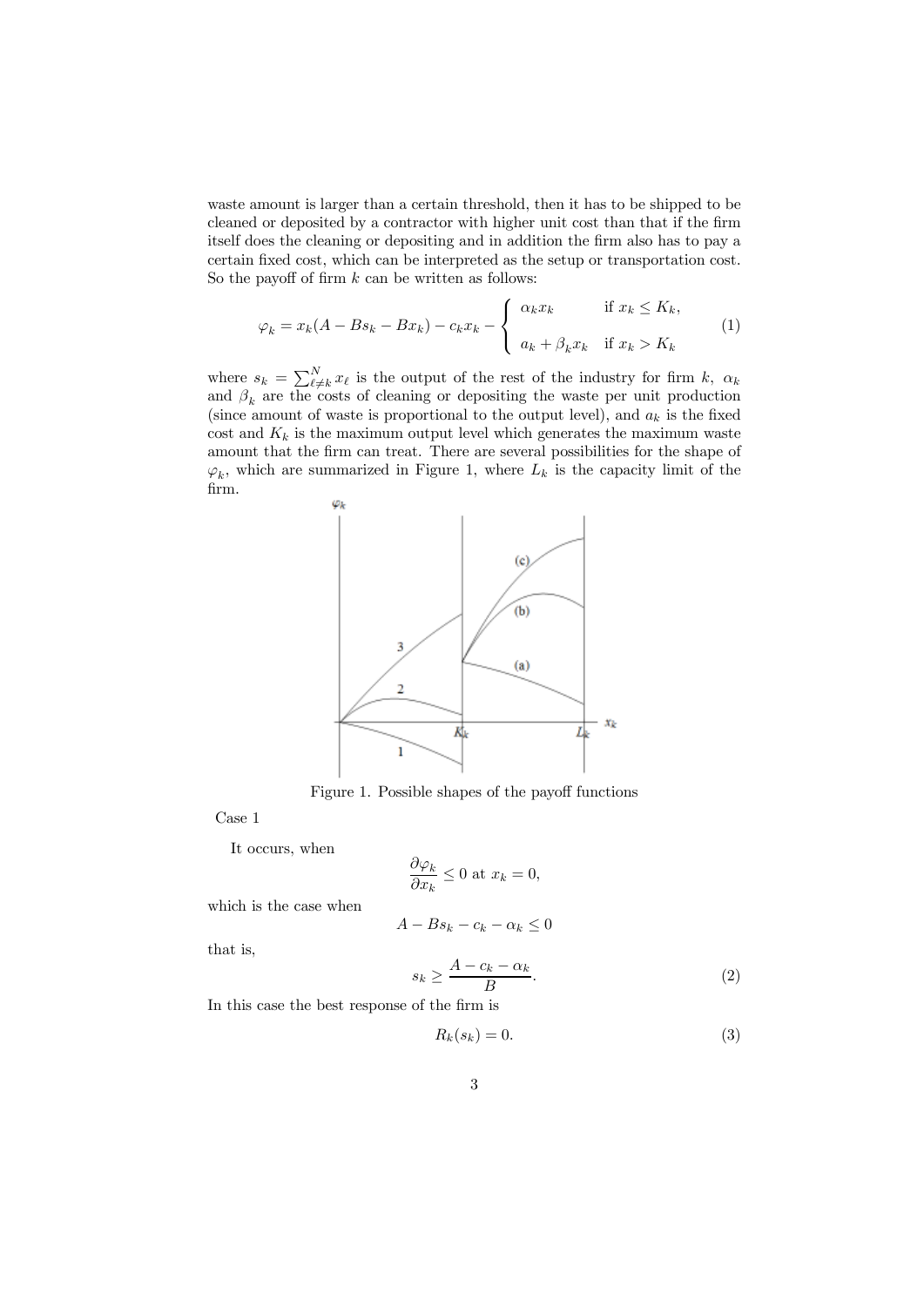waste amount is larger than a certain threshold, then it has to be shipped to be cleaned or deposited by a contractor with higher unit cost than that if the firm itself does the cleaning or depositing and in addition the firm also has to pay a certain fixed cost, which can be interpreted as the setup or transportation cost. So the payoff of firm $k$ can be written as follows:

$$\varphi_k = x_k(A - Bs_k - Bx_k) - c_k x_k - \begin{cases} \alpha_k x_k & \text{if } x_k \leq K_k, \\ a_k + \beta_k x_k & \text{if } x_k > K_k \end{cases} \tag{1}$$

where $s_k = \sum_{\ell \neq k}^{N} x_\ell$ is the output of the rest of the industry for firm $k$, $\alpha_k$ and $\beta_k$ are the costs of cleaning or depositing the waste per unit production (since amount of waste is proportional to the output level), and $a_k$ is the fixed cost and $K_k$ is the maximum output level which generates the maximum waste amount that the firm can treat. There are several possibilities for the shape of $\varphi_k$, which are summarized in Figure 1, where $L_k$ is the capacity limit of the firm.

Figure 1. Possible shapes of the payoff functions

Case 1

It occurs, when

$$\frac{\partial \varphi_k}{\partial x_k} \leq 0 \text{ at } x_k = 0,$$

which is the case when

$$A - Bs_k - c_k - \alpha_k \leq 0$$

that is,

$$s_k \geq \frac{A - c_k - \alpha_k}{B}. \tag{2}$$

In this case the best response of the firm is

$$R_k(s_k) = 0. \tag{3}$$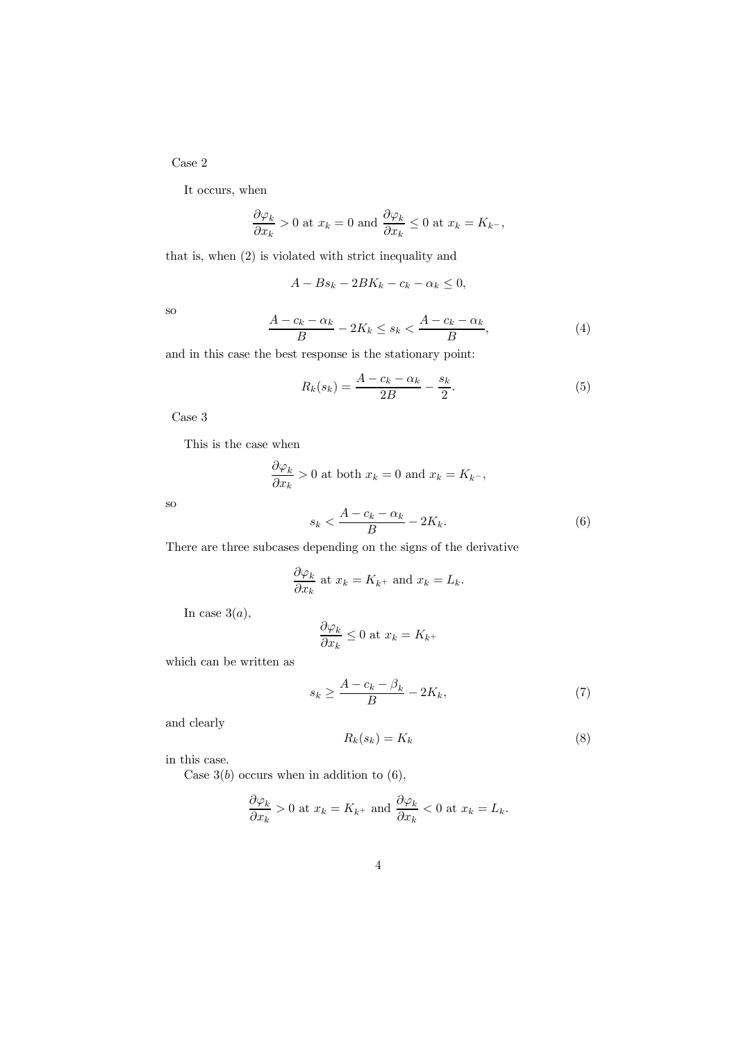Case 2

It occurs, when

$$\frac{\partial \varphi_k}{\partial x_k} > 0 \text{ at } x_k = 0 \text{ and } \frac{\partial \varphi_k}{\partial x_k} \leq 0 \text{ at } x_k = K_{k^-},$$

that is, when (2) is violated with strict inequality and

$$A - Bs_k - 2BK_k - c_k - \alpha_k \leq 0,$$

so

$$\frac{A - c_k - \alpha_k}{B} - 2K_k \leq s_k < \frac{A - c_k - \alpha_k}{B}, \tag{4}$$

and in this case the best response is the stationary point:

$$R_k(s_k) = \frac{A - c_k - \alpha_k}{2B} - \frac{s_k}{2}. \tag{5}$$

Case 3

This is the case when

$$\frac{\partial \varphi_k}{\partial x_k} > 0 \text{ at both } x_k = 0 \text{ and } x_k = K_{k^-},$$

so

$$s_k < \frac{A - c_k - \alpha_k}{B} - 2K_k. \tag{6}$$

There are three subcases depending on the signs of the derivative

$$\frac{\partial \varphi_k}{\partial x_k} \text{ at } x_k = K_{k^+} \text{ and } x_k = L_k.$$

In case $3(a)$,

$$\frac{\partial \varphi_k}{\partial x_k} \leq 0 \text{ at } x_k = K_{k^+}$$

which can be written as

$$s_k \geq \frac{A - c_k - \beta_k}{B} - 2K_k, \tag{7}$$

and clearly

$$R_k(s_k) = K_k \tag{8}$$

in this case.

Case $3(b)$ occurs when in addition to (6),

$$\frac{\partial \varphi_k}{\partial x_k} > 0 \text{ at } x_k = K_{k^+} \text{ and } \frac{\partial \varphi_k}{\partial x_k} < 0 \text{ at } x_k = L_k.$$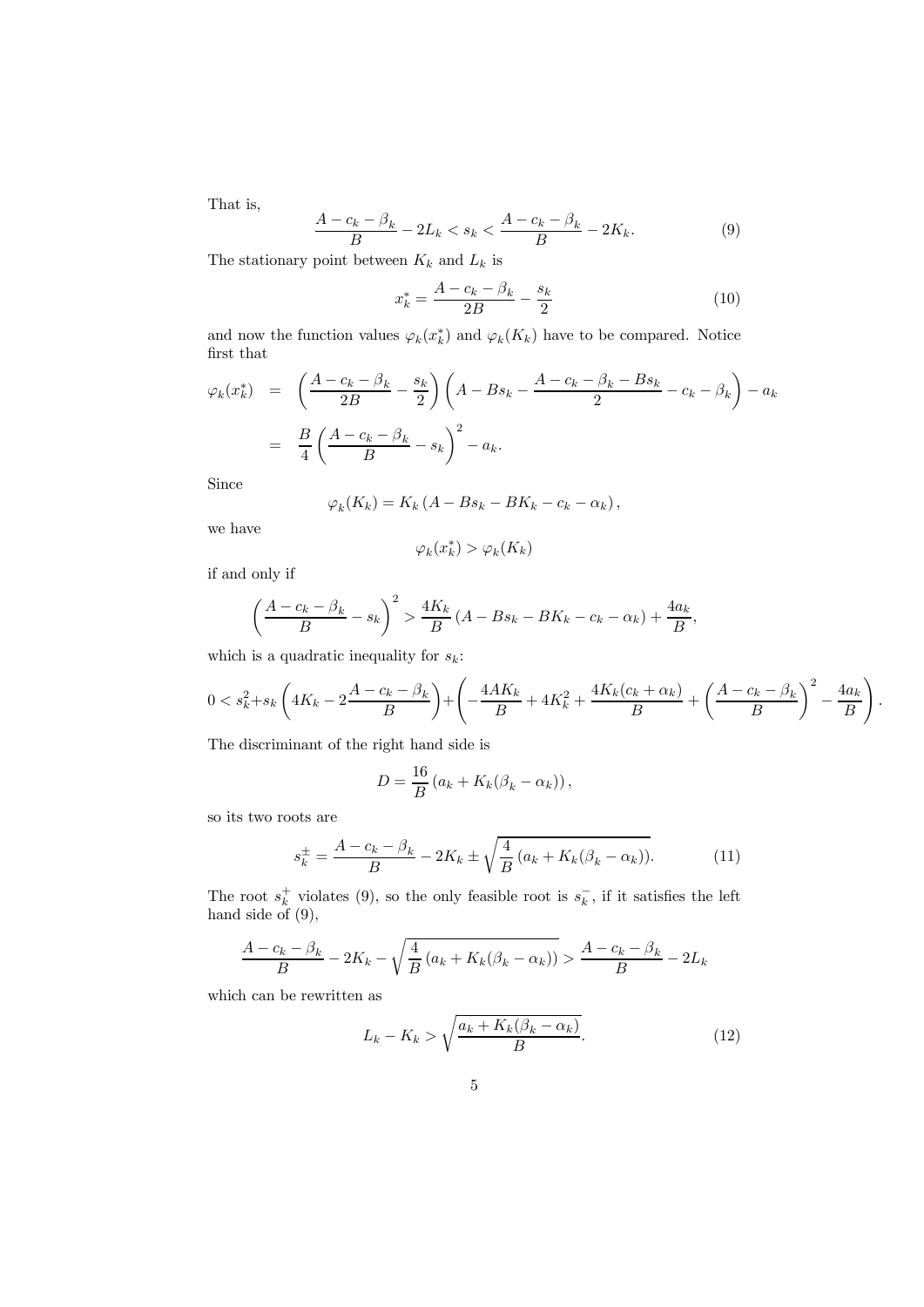That is,

$$\frac{A - c_k - \beta_k}{B} - 2L_k < s_k < \frac{A - c_k - \beta_k}{B} - 2K_k. \tag{9}$$

The stationary point between $K_k$ and $L_k$ is

$$x_k^* = \frac{A - c_k - \beta_k}{2B} - \frac{s_k}{2} \tag{10}$$

and now the function values $\varphi_k(x_k^*)$ and $\varphi_k(K_k)$ have to be compared. Notice first that

$$\begin{aligned}
\varphi_k(x_k^*) &= \left(\frac{A - c_k - \beta_k}{2B} - \frac{s_k}{2}\right)\left(A - Bs_k - \frac{A - c_k - \beta_k - Bs_k}{2} - c_k - \beta_k\right) - a_k \\
&= \frac{B}{4}\left(\frac{A - c_k - \beta_k}{B} - s_k\right)^2 - a_k.
\end{aligned}$$

Since

$$\varphi_k(K_k) = K_k\left(A - Bs_k - BK_k - c_k - \alpha_k\right),$$

we have

$$\varphi_k(x_k^*) > \varphi_k(K_k)$$

if and only if

$$\left(\frac{A - c_k - \beta_k}{B} - s_k\right)^2 > \frac{4K_k}{B}\left(A - Bs_k - BK_k - c_k - \alpha_k\right) + \frac{4a_k}{B},$$

which is a quadratic inequality for $s_k$:

$$0 < s_k^2 + s_k\left(4K_k - 2\frac{A - c_k - \beta_k}{B}\right) + \left(-\frac{4AK_k}{B} + 4K_k^2 + \frac{4K_k(c_k + \alpha_k)}{B} + \left(\frac{A - c_k - \beta_k}{B}\right)^2 - \frac{4a_k}{B}\right).$$

The discriminant of the right hand side is

$$D = \frac{16}{B}\left(a_k + K_k(\beta_k - \alpha_k)\right),$$

so its two roots are

$$s_k^{\pm} = \frac{A - c_k - \beta_k}{B} - 2K_k \pm \sqrt{\frac{4}{B}\left(a_k + K_k(\beta_k - \alpha_k)\right)}. \tag{11}$$

The root $s_k^+$ violates (9), so the only feasible root is $s_k^-$, if it satisfies the left hand side of (9),

$$\frac{A - c_k - \beta_k}{B} - 2K_k - \sqrt{\frac{4}{B}\left(a_k + K_k(\beta_k - \alpha_k)\right)} > \frac{A - c_k - \beta_k}{B} - 2L_k$$

which can be rewritten as

$$L_k - K_k > \sqrt{\frac{a_k + K_k(\beta_k - \alpha_k)}{B}}. \tag{12}$$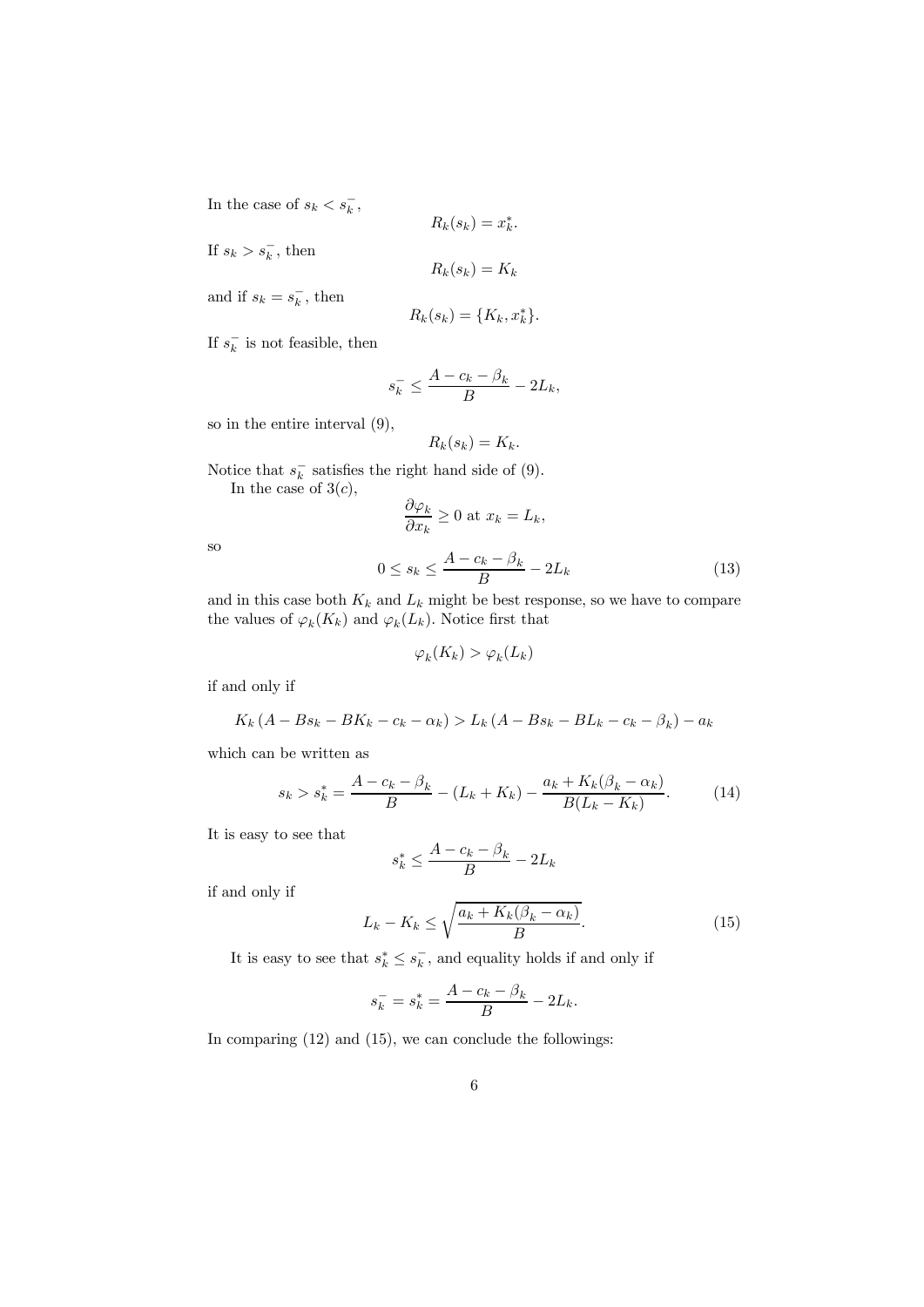In the case of $s_k < s_k^-$,

$$R_k(s_k) = x_k^*.$$

If $s_k > s_k^-$, then

$$R_k(s_k) = K_k$$

and if $s_k = s_k^-$, then

$$R_k(s_k) = \{K_k, x_k^*\}.$$

If $s_k^-$ is not feasible, then

$$s_k^- \leq \frac{A - c_k - \beta_k}{B} - 2L_k,$$

so in the entire interval (9),

$$R_k(s_k) = K_k.$$

Notice that $s_k^-$ satisfies the right hand side of (9).

In the case of $3(c)$,

$$\frac{\partial \varphi_k}{\partial x_k} \geq 0 \text{ at } x_k = L_k,$$

so

$$0 \leq s_k \leq \frac{A - c_k - \beta_k}{B} - 2L_k \tag{13}$$

and in this case both $K_k$ and $L_k$ might be best response, so we have to compare the values of $\varphi_k(K_k)$ and $\varphi_k(L_k)$. Notice first that

$$\varphi_k(K_k) > \varphi_k(L_k)$$

if and only if

$$K_k\left(A - Bs_k - BK_k - c_k - \alpha_k\right) > L_k\left(A - Bs_k - BL_k - c_k - \beta_k\right) - a_k$$

which can be written as

$$s_k > s_k^* = \frac{A - c_k - \beta_k}{B} - (L_k + K_k) - \frac{a_k + K_k(\beta_k - \alpha_k)}{B(L_k - K_k)}. \tag{14}$$

It is easy to see that

$$s_k^* \leq \frac{A - c_k - \beta_k}{B} - 2L_k$$

if and only if

$$L_k - K_k \leq \sqrt{\frac{a_k + K_k(\beta_k - \alpha_k)}{B}}. \tag{15}$$

It is easy to see that $s_k^* \leq s_k^-$, and equality holds if and only if

$$s_k^- = s_k^* = \frac{A - c_k - \beta_k}{B} - 2L_k.$$

In comparing (12) and (15), we can conclude the followings: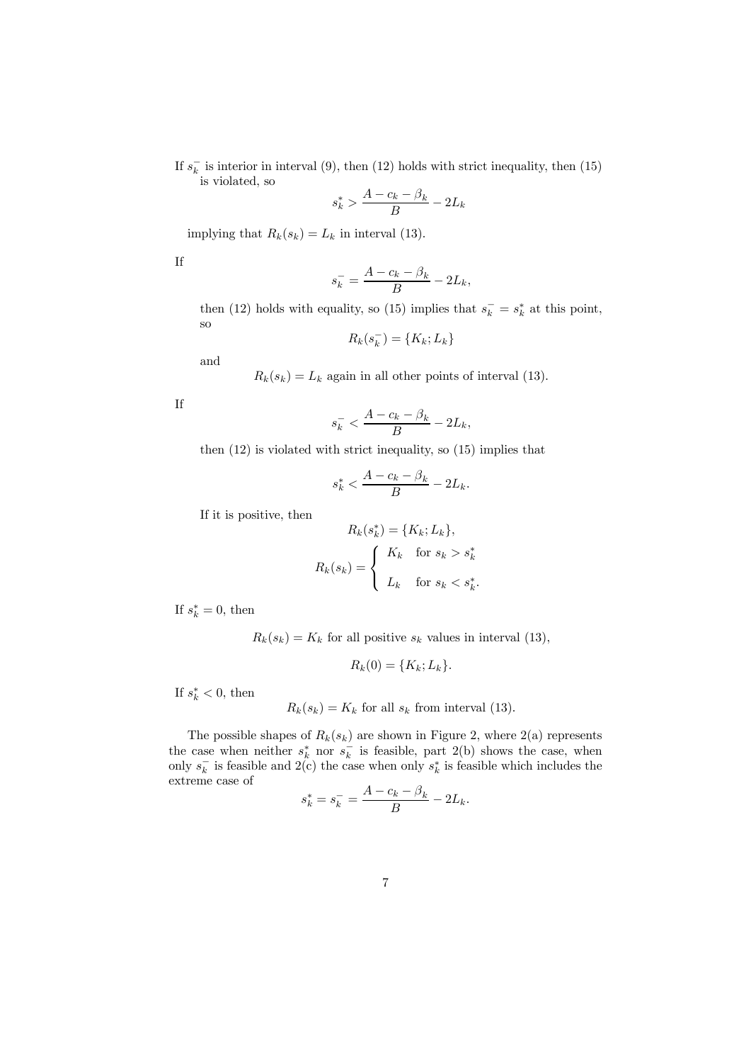If $s_k^-$ is interior in interval (9), then (12) holds with strict inequality, then (15) is violated, so

$$s_k^* > \frac{A - c_k - \beta_k}{B} - 2L_k$$

implying that $R_k(s_k) = L_k$ in interval (13).

If

$$s_k^- = \frac{A - c_k - \beta_k}{B} - 2L_k,$$

then (12) holds with equality, so (15) implies that $s_k^- = s_k^*$ at this point, so

$$R_k(s_k^-) = \{K_k; L_k\}$$

and

$R_k(s_k) = L_k$ again in all other points of interval (13).

If

$$s_k^- < \frac{A - c_k - \beta_k}{B} - 2L_k,$$

then (12) is violated with strict inequality, so (15) implies that

$$s_k^* < \frac{A - c_k - \beta_k}{B} - 2L_k.$$

If it is positive, then

$$R_k(s_k^*) = \{K_k; L_k\},$$

$$R_k(s_k) = \begin{cases} K_k & \text{for } s_k > s_k^* \\ L_k & \text{for } s_k < s_k^*. \end{cases}$$

If $s_k^* = 0$, then

$R_k(s_k) = K_k$ for all positive $s_k$ values in interval (13),

$$R_k(0) = \{K_k; L_k\}.$$

If $s_k^* < 0$, then

$R_k(s_k) = K_k$ for all $s_k$ from interval (13).

The possible shapes of $R_k(s_k)$ are shown in Figure 2, where 2(a) represents the case when neither $s_k^*$ nor $s_k^-$ is feasible, part 2(b) shows the case, when only $s_k^-$ is feasible and 2(c) the case when only $s_k^*$ is feasible which includes the extreme case of

$$s_k^* = s_k^- = \frac{A - c_k - \beta_k}{B} - 2L_k.$$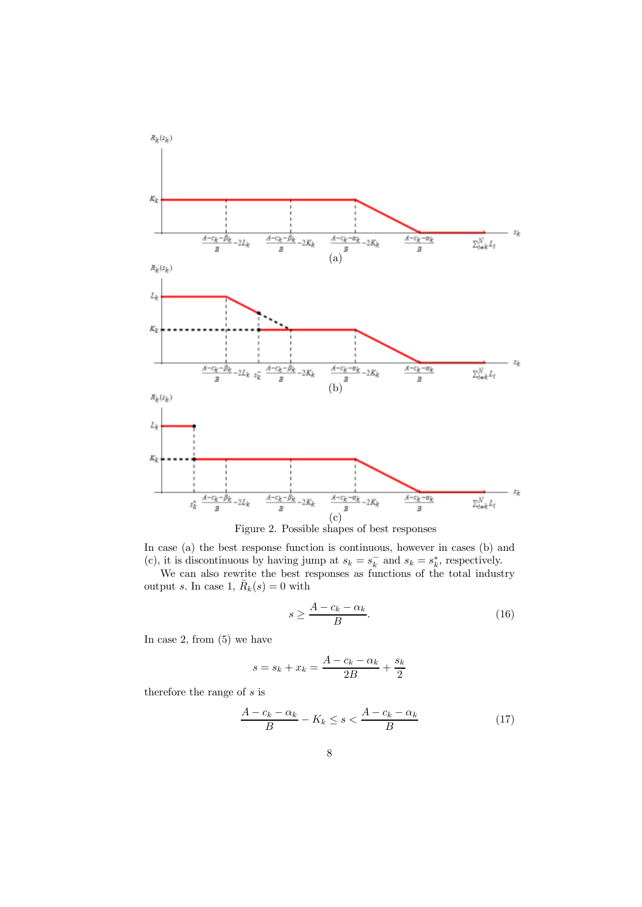Figure 2. Possible shapes of best responses

In case (a) the best response function is continuous, however in cases (b) and (c), it is discontinuous by having jump at $s_k = s_k^-$ and $s_k = s_k^*$, respectively.

We can also rewrite the best responses as functions of the total industry output $s$. In case 1, $\bar{R}_k(s) = 0$ with

$$s \geq \frac{A - c_k - \alpha_k}{B}. \tag{16}$$

In case 2, from (5) we have

$$s = s_k + x_k = \frac{A - c_k - \alpha_k}{2B} + \frac{s_k}{2}$$

therefore the range of $s$ is

$$\frac{A - c_k - \alpha_k}{B} - K_k \leq s < \frac{A - c_k - \alpha_k}{B} \tag{17}$$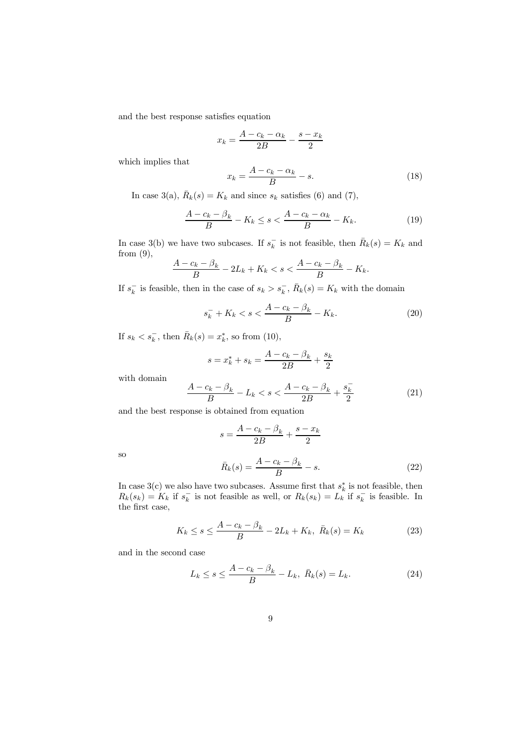and the best response satisfies equation

$$x_k = \frac{A - c_k - \alpha_k}{2B} - \frac{s - x_k}{2}$$

which implies that

$$x_k = \frac{A - c_k - \alpha_k}{B} - s. \tag{18}$$

In case 3(a), $\bar{R}_k(s) = K_k$ and since $s_k$ satisfies (6) and (7),

$$\frac{A - c_k - \beta_k}{B} - K_k \leq s < \frac{A - c_k - \alpha_k}{B} - K_k. \tag{19}$$

In case 3(b) we have two subcases. If $s_k^-$ is not feasible, then $\bar{R}_k(s) = K_k$ and from (9),

$$\frac{A - c_k - \beta_k}{B} - 2L_k + K_k < s < \frac{A - c_k - \beta_k}{B} - K_k.$$

If $s_k^-$ is feasible, then in the case of $s_k > s_k^-$, $\bar{R}_k(s) = K_k$ with the domain

$$s_k^- + K_k < s < \frac{A - c_k - \beta_k}{B} - K_k. \tag{20}$$

If $s_k < s_k^-$, then $\bar{R}_k(s) = x_k^*$, so from (10),

$$s = x_k^* + s_k = \frac{A - c_k - \beta_k}{2B} + \frac{s_k}{2}$$

with domain

$$\frac{A - c_k - \beta_k}{B} - L_k < s < \frac{A - c_k - \beta_k}{2B} + \frac{s_k^-}{2} \tag{21}$$

and the best response is obtained from equation

$$s = \frac{A - c_k - \beta_k}{2B} + \frac{s - x_k}{2}$$

so

$$\bar{R}_k(s) = \frac{A - c_k - \beta_k}{B} - s. \tag{22}$$

In case 3(c) we also have two subcases. Assume first that $s_k^*$ is not feasible, then $R_k(s_k) = K_k$ if $s_k^-$ is not feasible as well, or $R_k(s_k) = L_k$ if $s_k^-$ is feasible. In the first case,

$$K_k \leq s \leq \frac{A - c_k - \beta_k}{B} - 2L_k + K_k, \ \bar{R}_k(s) = K_k \tag{23}$$

and in the second case

$$L_k \leq s \leq \frac{A - c_k - \beta_k}{B} - L_k, \ \bar{R}_k(s) = L_k. \tag{24}$$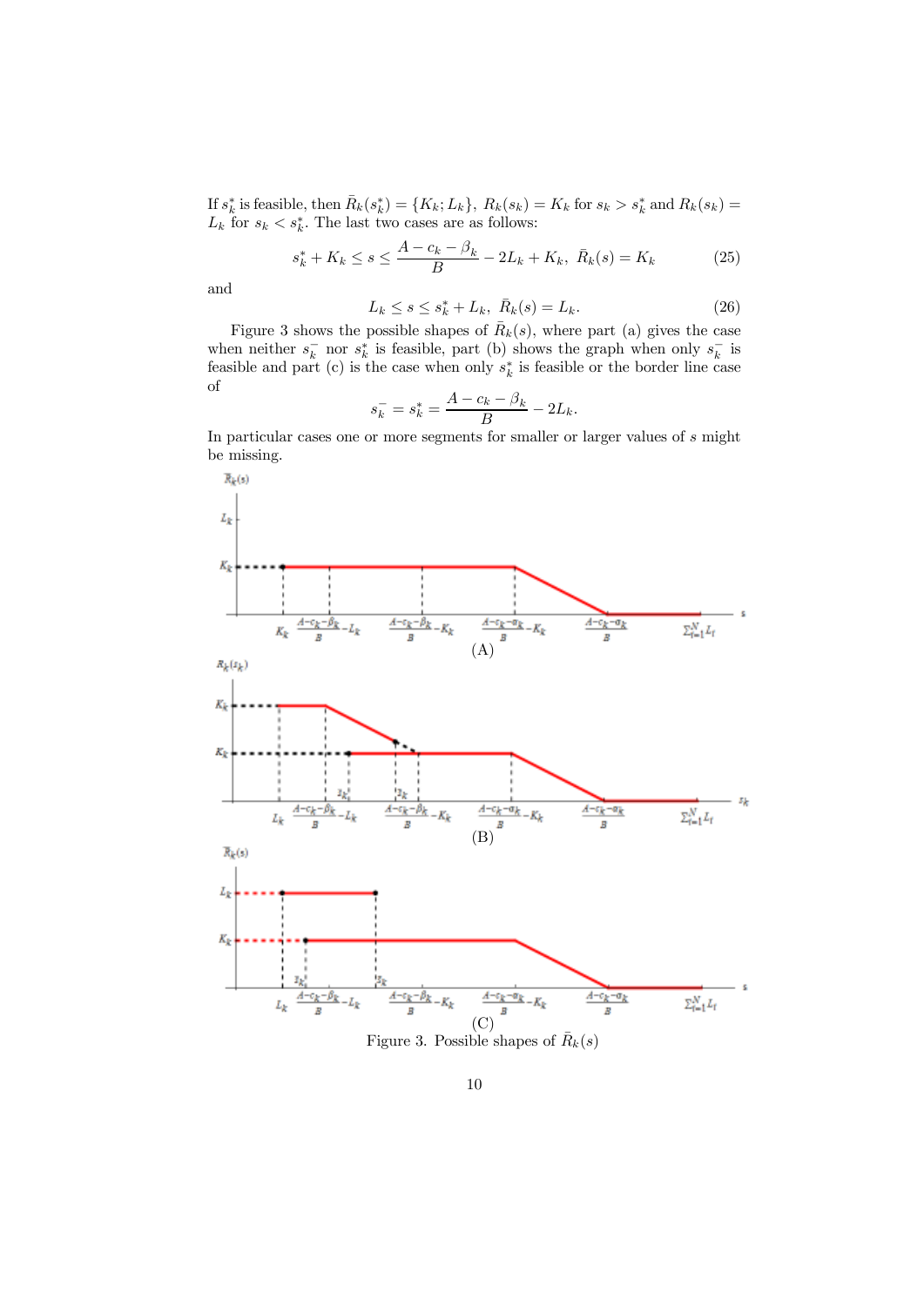If $s_k^*$ is feasible, then $\bar{R}_k(s_k^*) = \{K_k; L_k\}$, $R_k(s_k) = K_k$ for $s_k > s_k^*$ and $R_k(s_k) = L_k$ for $s_k < s_k^*$. The last two cases are as follows:

$$s_k^* + K_k \le s \le \frac{A - c_k - \beta_k}{B} - 2L_k + K_k,\ \bar{R}_k(s) = K_k \tag{25}$$

and

$$L_k \le s \le s_k^* + L_k,\ \bar{R}_k(s) = L_k. \tag{26}$$

Figure 3 shows the possible shapes of $\bar{R}_k(s)$, where part (a) gives the case when neither $s_k^-$ nor $s_k^*$ is feasible, part (b) shows the graph when only $s_k^-$ is feasible and part (c) is the case when only $s_k^*$ is feasible or the border line case of

$$s_k^- = s_k^* = \frac{A - c_k - \beta_k}{B} - 2L_k.$$

In particular cases one or more segments for smaller or larger values of $s$ might be missing.

(A)

(B)

(C)

Figure 3. Possible shapes of $\bar{R}_k(s)$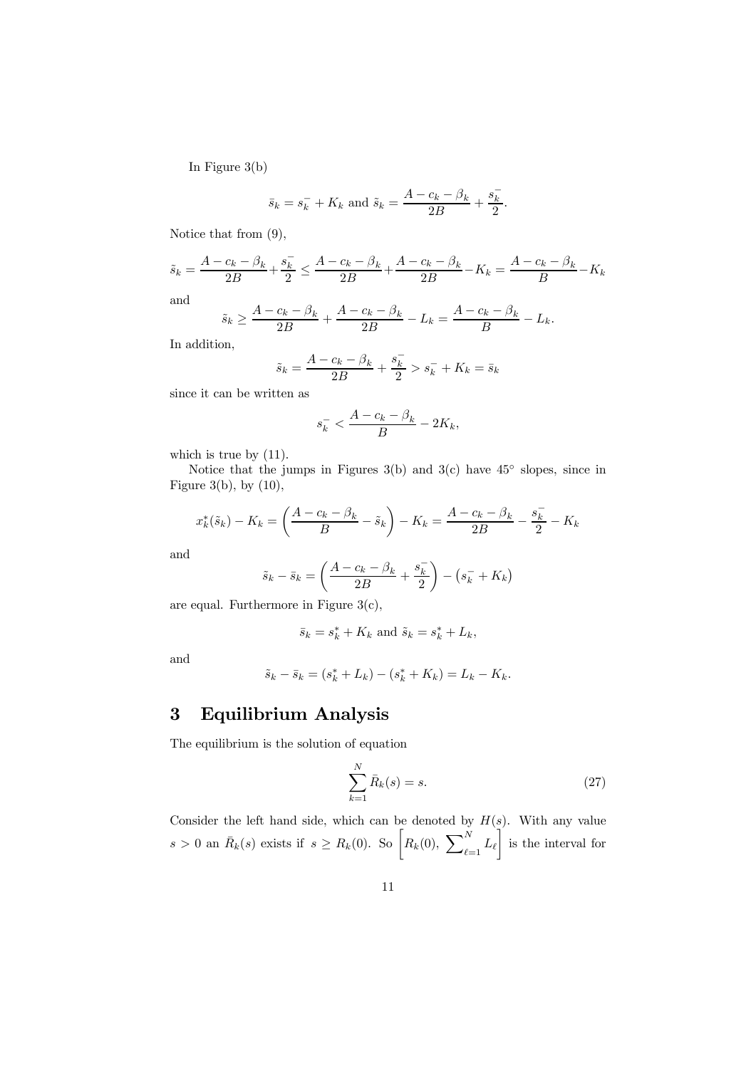In Figure 3(b)

$$\bar{s}_k = s_k^- + K_k \text{ and } \tilde{s}_k = \frac{A - c_k - \beta_k}{2B} + \frac{s_k^-}{2}.$$

Notice that from (9),

$$\tilde{s}_k = \frac{A - c_k - \beta_k}{2B} + \frac{s_k^-}{2} \leq \frac{A - c_k - \beta_k}{2B} + \frac{A - c_k - \beta_k}{2B} - K_k = \frac{A - c_k - \beta_k}{B} - K_k$$

and

$$\tilde{s}_k \geq \frac{A - c_k - \beta_k}{2B} + \frac{A - c_k - \beta_k}{2B} - L_k = \frac{A - c_k - \beta_k}{B} - L_k.$$

In addition,

$$\tilde{s}_k = \frac{A - c_k - \beta_k}{2B} + \frac{s_k^-}{2} > s_k^- + K_k = \bar{s}_k$$

since it can be written as

$$s_k^- < \frac{A - c_k - \beta_k}{B} - 2K_k,$$

which is true by (11).

Notice that the jumps in Figures 3(b) and 3(c) have 45° slopes, since in Figure 3(b), by (10),

$$x_k^*(\tilde{s}_k) - K_k = \left( \frac{A - c_k - \beta_k}{B} - \tilde{s}_k \right) - K_k = \frac{A - c_k - \beta_k}{2B} - \frac{s_k^-}{2} - K_k$$

and

$$\tilde{s}_k - \bar{s}_k = \left( \frac{A - c_k - \beta_k}{2B} + \frac{s_k^-}{2} \right) - \left( s_k^- + K_k \right)$$

are equal. Furthermore in Figure 3(c),

$$\bar{s}_k = s_k^* + K_k \text{ and } \tilde{s}_k = s_k^* + L_k,$$

and

$$\tilde{s}_k - \bar{s}_k = (s_k^* + L_k) - (s_k^* + K_k) = L_k - K_k.$$

# 3 Equilibrium Analysis

The equilibrium is the solution of equation

$$\sum_{k=1}^{N} \bar{R}_k(s) = s. \tag{27}$$

Consider the left hand side, which can be denoted by $H(s)$. With any value $s > 0$ an $\bar{R}_k(s)$ exists if $s \geq R_k(0)$. So $\left[ R_k(0), \, \sum_{\ell=1}^{N} L_\ell \right]$ is the interval for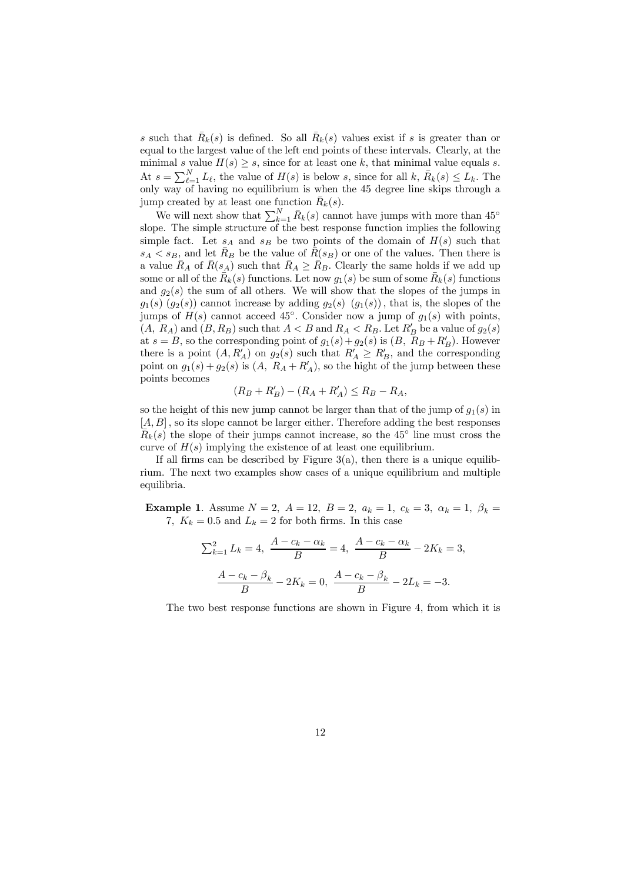$s$ such that $\bar{R}_k(s)$ is defined. So all $\bar{R}_k(s)$ values exist if $s$ is greater than or equal to the largest value of the left end points of these intervals. Clearly, at the minimal $s$ value $H(s) \geq s$, since for at least one $k$, that minimal value equals $s$. At $s = \sum_{\ell=1}^{N} L_\ell$, the value of $H(s)$ is below $s$, since for all $k$, $\bar{R}_k(s) \leq L_k$. The only way of having no equilibrium is when the 45 degree line skips through a jump created by at least one function $\bar{R}_k(s)$.

We will next show that $\sum_{k=1}^{N} \bar{R}_k(s)$ cannot have jumps with more than 45° slope. The simple structure of the best response function implies the following simple fact. Let $s_A$ and $s_B$ be two points of the domain of $H(s)$ such that $s_A < s_B$, and let $\bar{R}_B$ be the value of $\bar{R}(s_B)$ or one of the values. Then there is a value $\bar{R}_A$ of $\bar{R}(s_A)$ such that $\bar{R}_A \geq \bar{R}_B$. Clearly the same holds if we add up some or all of the $\bar{R}_k(s)$ functions. Let now $g_1(s)$ be sum of some $\bar{R}_k(s)$ functions and $g_2(s)$ the sum of all others. We will show that the slopes of the jumps in $g_1(s)$ $(g_2(s))$ cannot increase by adding $g_2(s)$ $(g_1(s))$, that is, the slopes of the jumps of $H(s)$ cannot acceed 45°. Consider now a jump of $g_1(s)$ with points, $(A,\ R_A)$ and $(B, R_B)$ such that $A < B$ and $R_A < R_B$. Let $R'_B$ be a value of $g_2(s)$ at $s = B$, so the corresponding point of $g_1(s) + g_2(s)$ is $(B,\ R_B + R'_B)$. However there is a point $(A, R'_A)$ on $g_2(s)$ such that $R'_A \geq R'_B$, and the corresponding point on $g_1(s) + g_2(s)$ is $(A,\ R_A + R'_A)$, so the hight of the jump between these points becomes

$$(R_B + R'_B) - (R_A + R'_A) \leq R_B - R_A,$$

so the height of this new jump cannot be larger than that of the jump of $g_1(s)$ in $[A, B]$, so its slope cannot be larger either. Therefore adding the best responses $\bar{R}_k(s)$ the slope of their jumps cannot increase, so the 45° line must cross the curve of $H(s)$ implying the existence of at least one equilibrium.

If all firms can be described by Figure 3(a), then there is a unique equilibrium. The next two examples show cases of a unique equilibrium and multiple equilibria.

**Example 1**. Assume $N = 2,\ A = 12,\ B = 2,\ a_k = 1,\ c_k = 3,\ \alpha_k = 1,\ \beta_k = 7,\ K_k = 0.5$ and $L_k = 2$ for both firms. In this case

$$\textstyle\sum_{k=1}^{2} L_k = 4,\ \dfrac{A - c_k - \alpha_k}{B} = 4,\ \dfrac{A - c_k - \alpha_k}{B} - 2K_k = 3,$$

$$\frac{A - c_k - \beta_k}{B} - 2K_k = 0,\ \frac{A - c_k - \beta_k}{B} - 2L_k = -3.$$

The two best response functions are shown in Figure 4, from which it is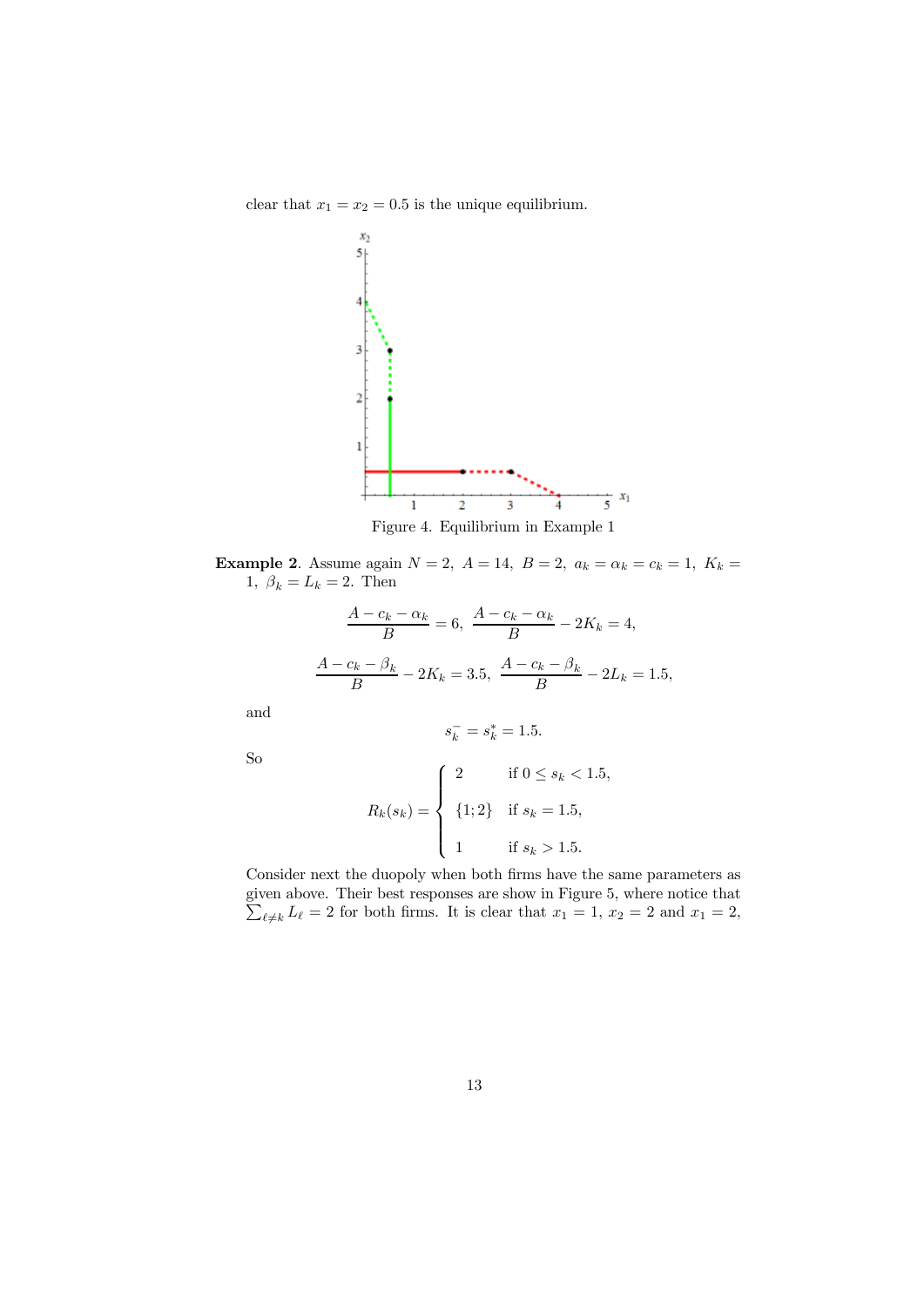clear that $x_1 = x_2 = 0.5$ is the unique equilibrium.

Figure 4. Equilibrium in Example 1

**Example 2**. Assume again $N = 2,\ A = 14,\ B = 2,\ a_k = \alpha_k = c_k = 1,\ K_k = 1,\ \beta_k = L_k = 2$. Then

$$\frac{A - c_k - \alpha_k}{B} = 6,\ \frac{A - c_k - \alpha_k}{B} - 2K_k = 4,$$

$$\frac{A - c_k - \beta_k}{B} - 2K_k = 3.5,\ \frac{A - c_k - \beta_k}{B} - 2L_k = 1.5,$$

and

$$s_k^- = s_k^* = 1.5.$$

So

$$R_k(s_k) = \begin{cases} 2 & \text{if } 0 \le s_k < 1.5, \\ \{1; 2\} & \text{if } s_k = 1.5, \\ 1 & \text{if } s_k > 1.5. \end{cases}$$

Consider next the duopoly when both firms have the same parameters as given above. Their best responses are show in Figure 5, where notice that $\sum_{\ell \neq k} L_\ell = 2$ for both firms. It is clear that $x_1 = 1,\ x_2 = 2$ and $x_1 = 2$,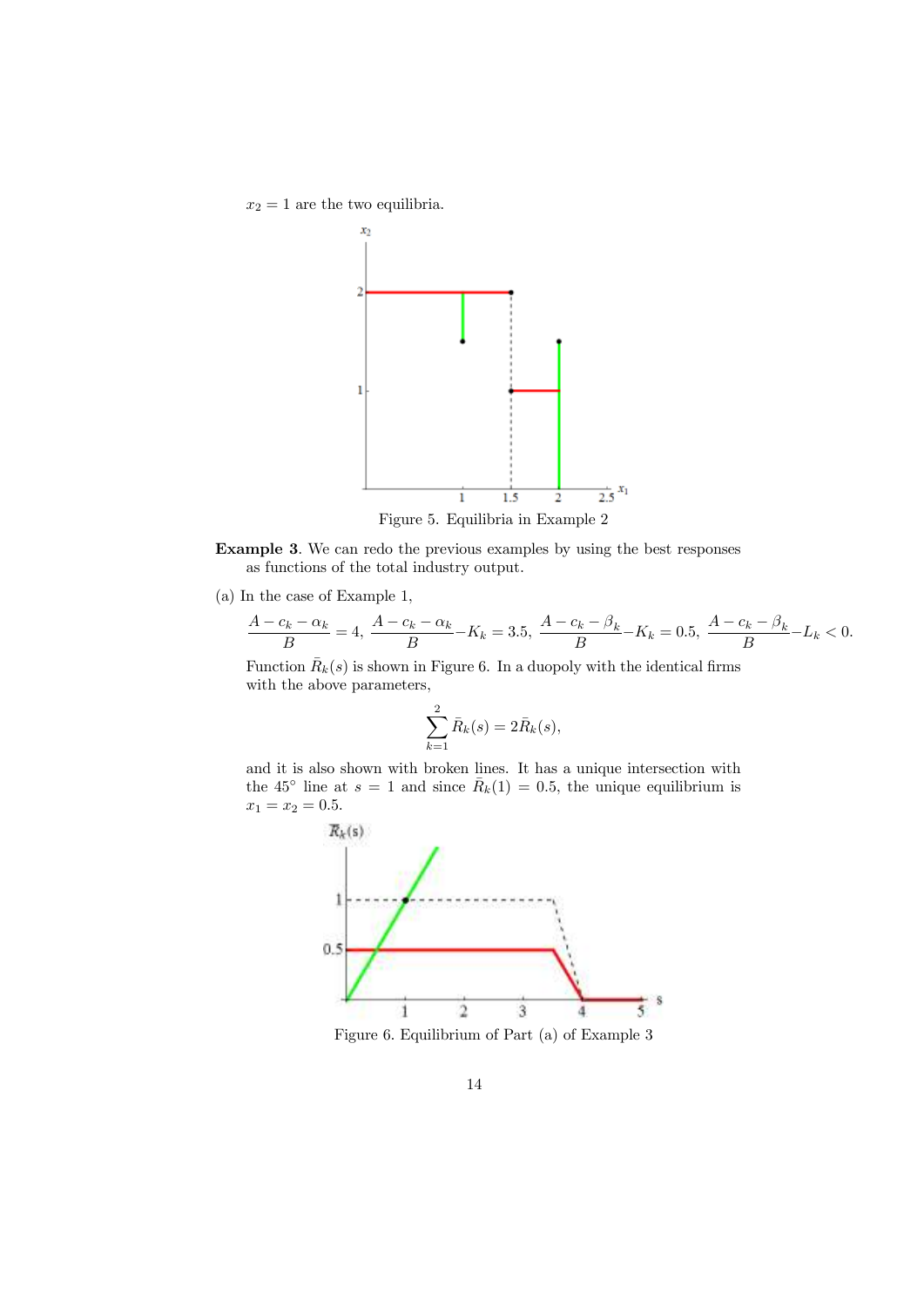$x_2 = 1$ are the two equilibria.

Figure 5. Equilibria in Example 2

**Example 3**. We can redo the previous examples by using the best responses as functions of the total industry output.

(a) In the case of Example 1,

$$\frac{A - c_k - \alpha_k}{B} = 4, \ \frac{A - c_k - \alpha_k}{B} - K_k = 3.5, \ \frac{A - c_k - \beta_k}{B} - K_k = 0.5, \ \frac{A - c_k - \beta_k}{B} - L_k < 0.$$

Function $\bar{R}_k(s)$ is shown in Figure 6. In a duopoly with the identical firms with the above parameters,

$$\sum_{k=1}^{2} \bar{R}_k(s) = 2\bar{R}_k(s),$$

and it is also shown with broken lines. It has a unique intersection with the 45° line at $s = 1$ and since $\bar{R}_k(1) = 0.5$, the unique equilibrium is $x_1 = x_2 = 0.5$.

Figure 6. Equilibrium of Part (a) of Example 3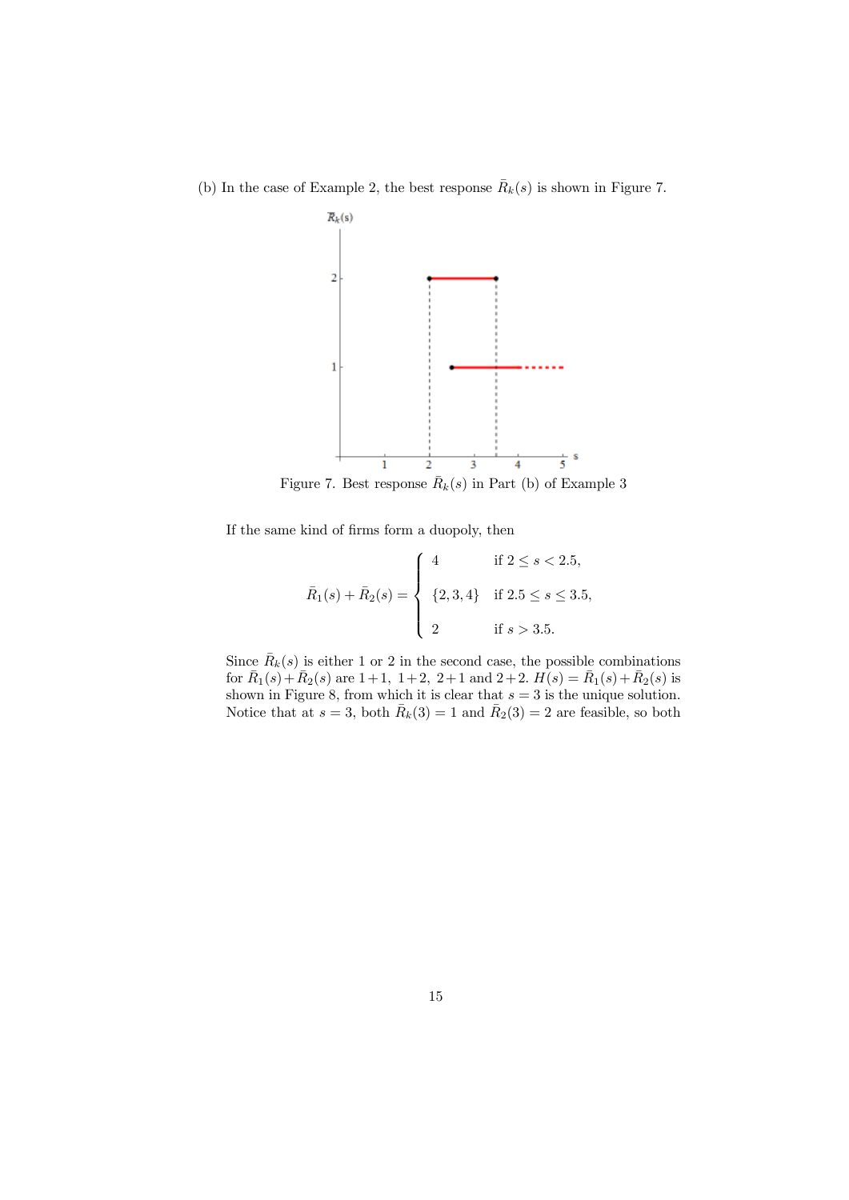(b) In the case of Example 2, the best response $\bar{R}_k(s)$ is shown in Figure 7.

Figure 7. Best response $\bar{R}_k(s)$ in Part (b) of Example 3

If the same kind of firms form a duopoly, then

$$\bar{R}_1(s) + \bar{R}_2(s) = \begin{cases} 4 & \text{if } 2 \leq s < 2.5, \\ \{2, 3, 4\} & \text{if } 2.5 \leq s \leq 3.5, \\ 2 & \text{if } s > 3.5. \end{cases}$$

Since $\bar{R}_k(s)$ is either 1 or 2 in the second case, the possible combinations for $\bar{R}_1(s)+\bar{R}_2(s)$ are $1+1$, $1+2$, $2+1$ and $2+2$. $H(s) = \bar{R}_1(s)+\bar{R}_2(s)$ is shown in Figure 8, from which it is clear that $s = 3$ is the unique solution. Notice that at $s = 3$, both $\bar{R}_k(3) = 1$ and $\bar{R}_2(3) = 2$ are feasible, so both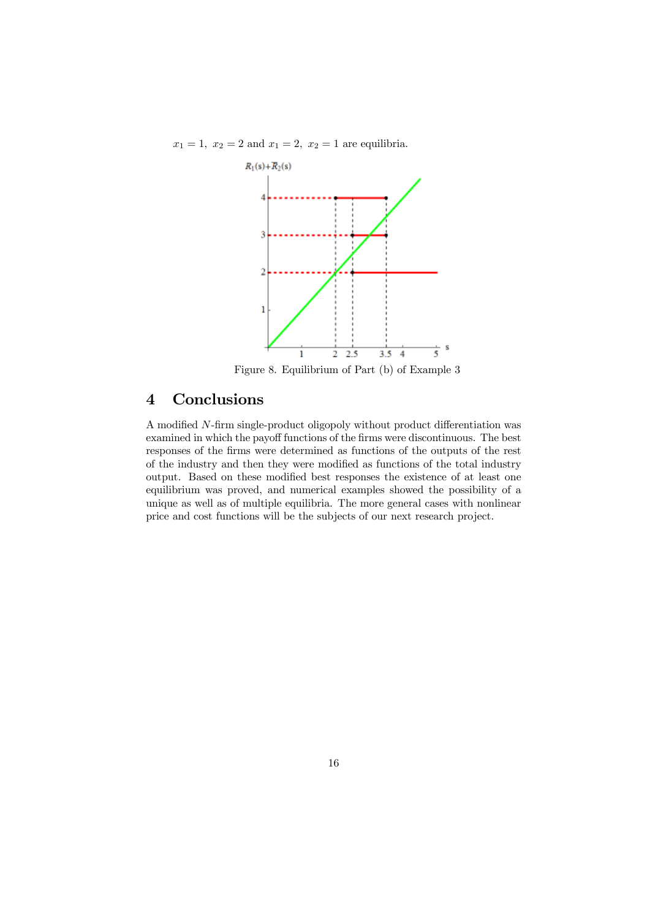$x_1 = 1,\ x_2 = 2$ and $x_1 = 2,\ x_2 = 1$ are equilibria.

Figure 8. Equilibrium of Part (b) of Example 3

## 4 Conclusions

A modified $N$-firm single-product oligopoly without product differentiation was examined in which the payoff functions of the firms were discontinuous. The best responses of the firms were determined as functions of the outputs of the rest of the industry and then they were modified as functions of the total industry output. Based on these modified best responses the existence of at least one equilibrium was proved, and numerical examples showed the possibility of a unique as well as of multiple equilibria. The more general cases with nonlinear price and cost functions will be the subjects of our next research project.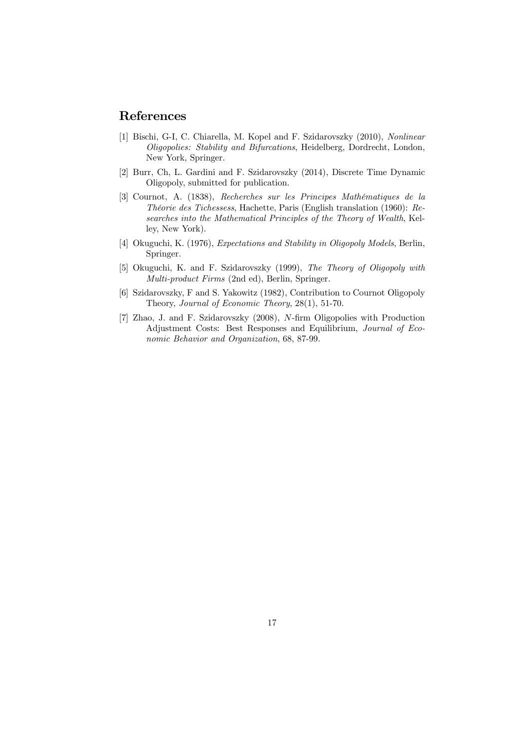## References

[1] Bischi, G-I, C. Chiarella, M. Kopel and F. Szidarovszky (2010), *Nonlinear Oligopolies: Stability and Bifurcations*, Heidelberg, Dordrecht, London, New York, Springer.

[2] Burr, Ch, L. Gardini and F. Szidarovszky (2014), Discrete Time Dynamic Oligopoly, submitted for publication.

[3] Cournot, A. (1838), *Recherches sur les Principes Mathématiques de la Théorie des Tichessess*, Hachette, Paris (English translation (1960): *Researches into the Mathematical Principles of the Theory of Wealth*, Kelley, New York).

[4] Okuguchi, K. (1976), *Expectations and Stability in Oligopoly Models*, Berlin, Springer.

[5] Okuguchi, K. and F. Szidarovszky (1999), *The Theory of Oligopoly with Multi-product Firms* (2nd ed), Berlin, Springer.

[6] Szidarovszky, F and S. Yakowitz (1982), Contribution to Cournot Oligopoly Theory, *Journal of Economic Theory*, 28(1), 51-70.

[7] Zhao, J. and F. Szidarovszky (2008), $N$-firm Oligopolies with Production Adjustment Costs: Best Responses and Equilibrium, *Journal of Economic Behavior and Organization*, 68, 87-99.